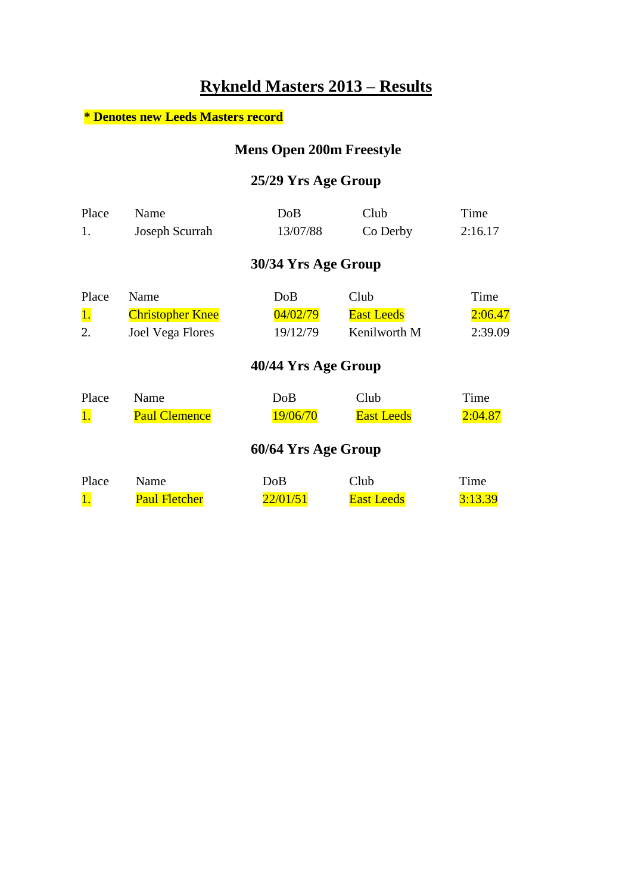# Rykneld Masters 2013 – Results

**\* Denotes new Leeds Masters record**

## Mens Open 200m Freestyle

### 25/29 Yrs Age Group

| Place | Name | DoB | Club | Time |
|---|---|---|---|---|
| 1. | Joseph Scurrah | 13/07/88 | Co Derby | 2:16.17 |

### 30/34 Yrs Age Group

| Place | Name | DoB | Club | Time |
|---|---|---|---|---|
| 1. | Christopher Knee | 04/02/79 | East Leeds | 2:06.47 |
| 2. | Joel Vega Flores | 19/12/79 | Kenilworth M | 2:39.09 |

### 40/44 Yrs Age Group

| Place | Name | DoB | Club | Time |
|---|---|---|---|---|
| 1. | Paul Clemence | 19/06/70 | East Leeds | 2:04.87 |

### 60/64 Yrs Age Group

| Place | Name | DoB | Club | Time |
|---|---|---|---|---|
| 1. | Paul Fletcher | 22/01/51 | East Leeds | 3:13.39 |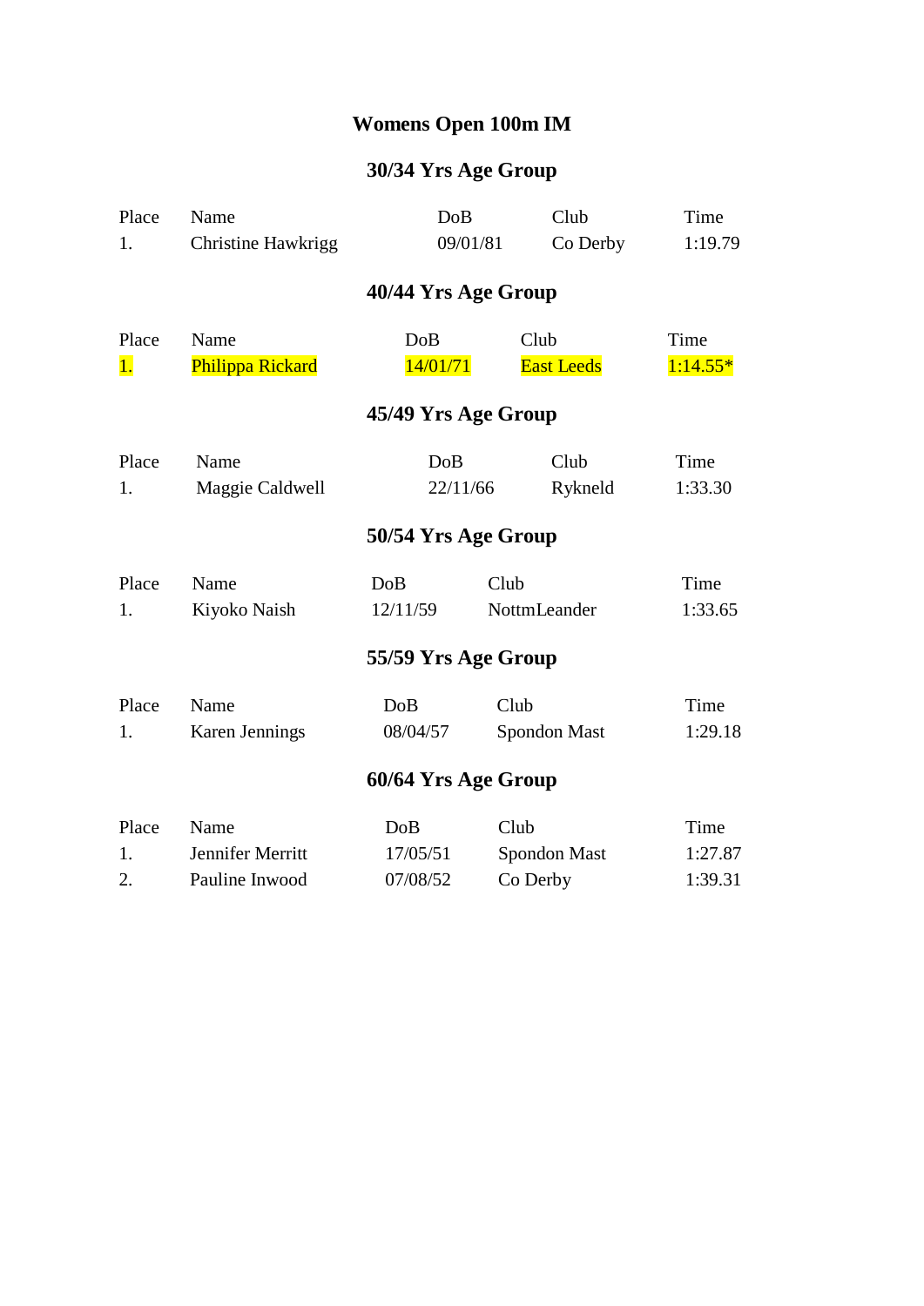# Womens Open 100m IM

## 30/34 Yrs Age Group

| Place | Name | DoB | Club | Time |
|---|---|---|---|---|
| 1. | Christine Hawkrigg | 09/01/81 | Co Derby | 1:19.79 |

## 40/44 Yrs Age Group

| Place | Name | DoB | Club | Time |
|---|---|---|---|---|
| 1. | Philippa Rickard | 14/01/71 | East Leeds | 1:14.55* |

## 45/49 Yrs Age Group

| Place | Name | DoB | Club | Time |
|---|---|---|---|---|
| 1. | Maggie Caldwell | 22/11/66 | Rykneld | 1:33.30 |

## 50/54 Yrs Age Group

| Place | Name | DoB | Club | Time |
|---|---|---|---|---|
| 1. | Kiyoko Naish | 12/11/59 | NottmLeander | 1:33.65 |

## 55/59 Yrs Age Group

| Place | Name | DoB | Club | Time |
|---|---|---|---|---|
| 1. | Karen Jennings | 08/04/57 | Spondon Mast | 1:29.18 |

## 60/64 Yrs Age Group

| Place | Name | DoB | Club | Time |
|---|---|---|---|---|
| 1. | Jennifer Merritt | 17/05/51 | Spondon Mast | 1:27.87 |
| 2. | Pauline Inwood | 07/08/52 | Co Derby | 1:39.31 |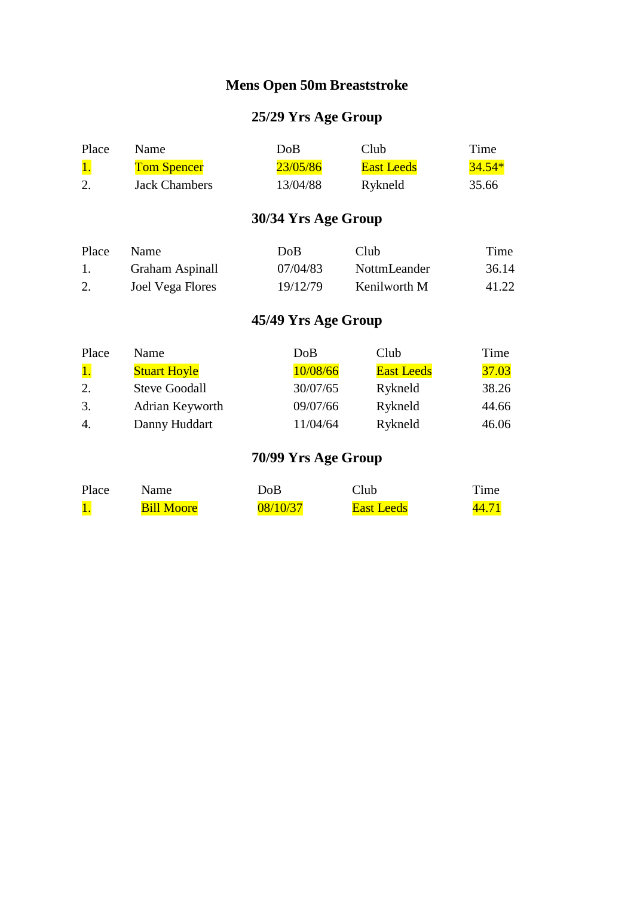# Mens Open 50m Breaststroke

## 25/29 Yrs Age Group

| Place | Name | DoB | Club | Time |
|---|---|---|---|---|
| 1. | Tom Spencer | 23/05/86 | East Leeds | 34.54* |
| 2. | Jack Chambers | 13/04/88 | Rykneld | 35.66 |

## 30/34 Yrs Age Group

| Place | Name | DoB | Club | Time |
|---|---|---|---|---|
| 1. | Graham Aspinall | 07/04/83 | NottmLeander | 36.14 |
| 2. | Joel Vega Flores | 19/12/79 | Kenilworth M | 41.22 |

## 45/49 Yrs Age Group

| Place | Name | DoB | Club | Time |
|---|---|---|---|---|
| 1. | Stuart Hoyle | 10/08/66 | East Leeds | 37.03 |
| 2. | Steve Goodall | 30/07/65 | Rykneld | 38.26 |
| 3. | Adrian Keyworth | 09/07/66 | Rykneld | 44.66 |
| 4. | Danny Huddart | 11/04/64 | Rykneld | 46.06 |

## 70/99 Yrs Age Group

| Place | Name | DoB | Club | Time |
|---|---|---|---|---|
| 1. | Bill Moore | 08/10/37 | East Leeds | 44.71 |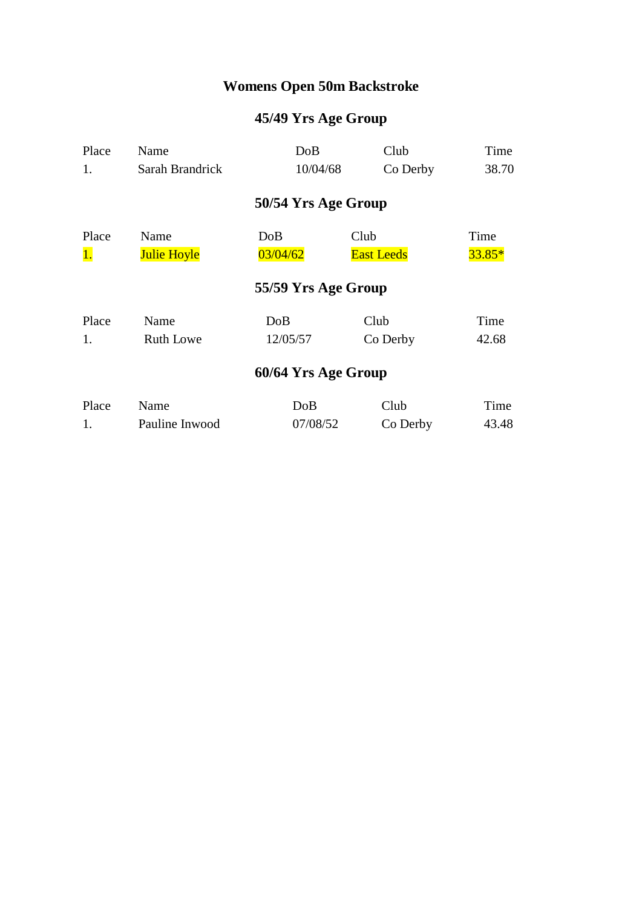# Womens Open 50m Backstroke

## 45/49 Yrs Age Group

| Place | Name | DoB | Club | Time |
|---|---|---|---|---|
| 1. | Sarah Brandrick | 10/04/68 | Co Derby | 38.70 |

## 50/54 Yrs Age Group

| Place | Name | DoB | Club | Time |
|---|---|---|---|---|
| 1. | Julie Hoyle | 03/04/62 | East Leeds | 33.85* |

## 55/59 Yrs Age Group

| Place | Name | DoB | Club | Time |
|---|---|---|---|---|
| 1. | Ruth Lowe | 12/05/57 | Co Derby | 42.68 |

## 60/64 Yrs Age Group

| Place | Name | DoB | Club | Time |
|---|---|---|---|---|
| 1. | Pauline Inwood | 07/08/52 | Co Derby | 43.48 |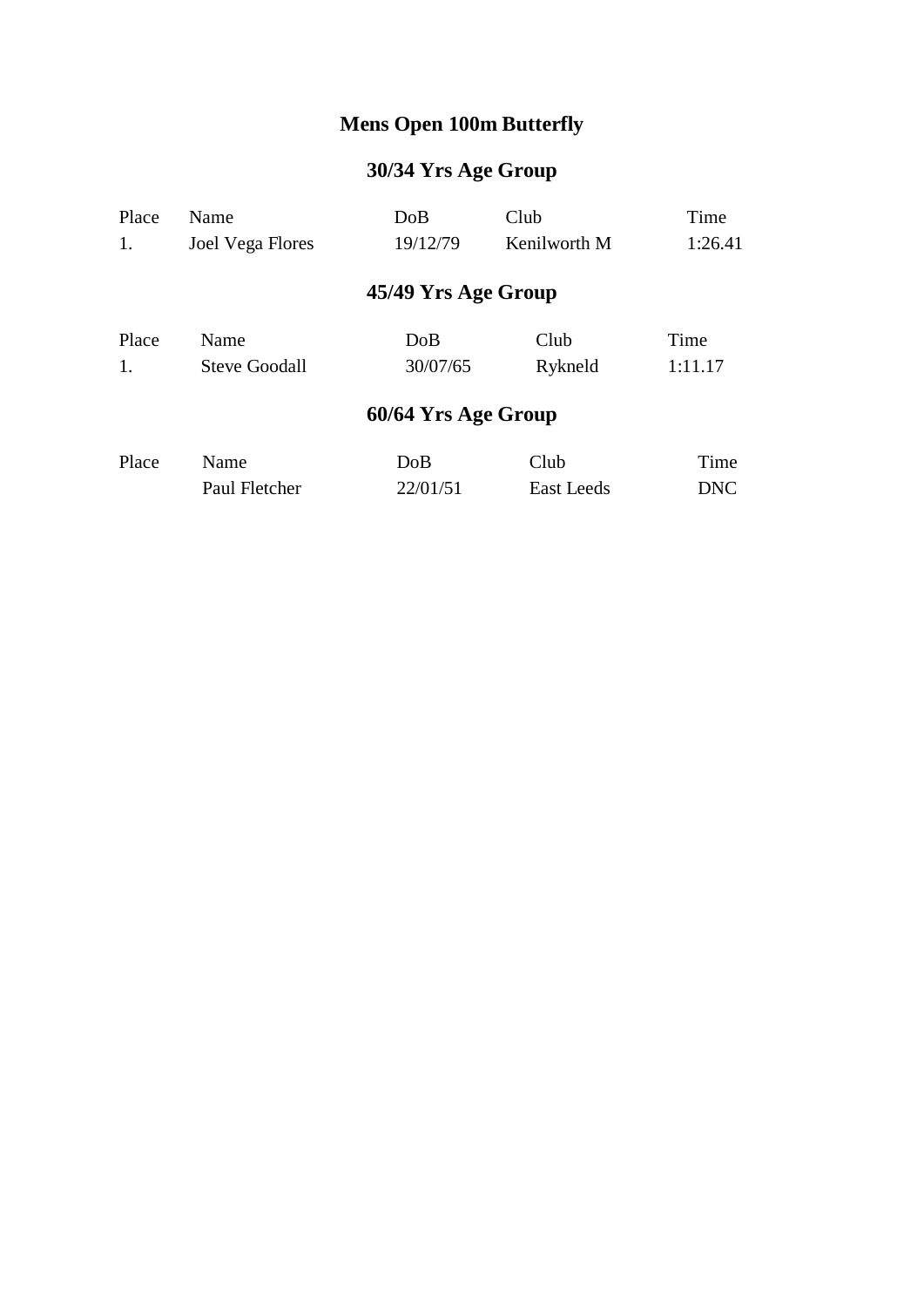# Mens Open 100m Butterfly

## 30/34 Yrs Age Group

| Place | Name | DoB | Club | Time |
|---|---|---|---|---|
| 1. | Joel Vega Flores | 19/12/79 | Kenilworth M | 1:26.41 |

## 45/49 Yrs Age Group

| Place | Name | DoB | Club | Time |
|---|---|---|---|---|
| 1. | Steve Goodall | 30/07/65 | Rykneld | 1:11.17 |

## 60/64 Yrs Age Group

| Place | Name | DoB | Club | Time |
|---|---|---|---|---|
| | Paul Fletcher | 22/01/51 | East Leeds | DNC |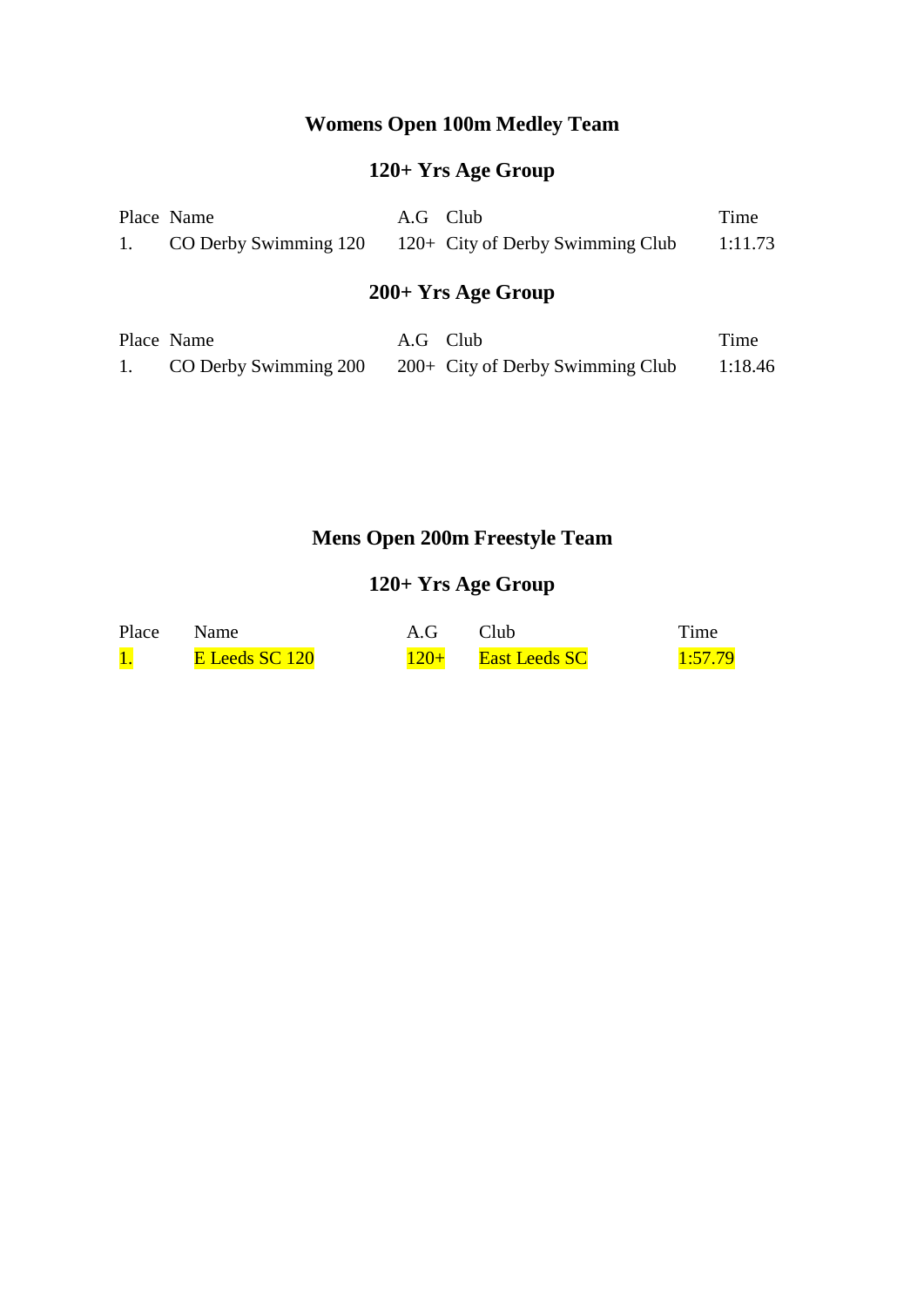## Womens Open 100m Medley Team

### 120+ Yrs Age Group

| Place | Name | A.G | Club | Time |
| --- | --- | --- | --- | --- |
| 1. | CO Derby Swimming 120 | 120+ | City of Derby Swimming Club | 1:11.73 |

### 200+ Yrs Age Group

| Place | Name | A.G | Club | Time |
| --- | --- | --- | --- | --- |
| 1. | CO Derby Swimming 200 | 200+ | City of Derby Swimming Club | 1:18.46 |

## Mens Open 200m Freestyle Team

### 120+ Yrs Age Group

| Place | Name | A.G | Club | Time |
| --- | --- | --- | --- | --- |
| 1. | E Leeds SC 120 | 120+ | East Leeds SC | 1:57.79 |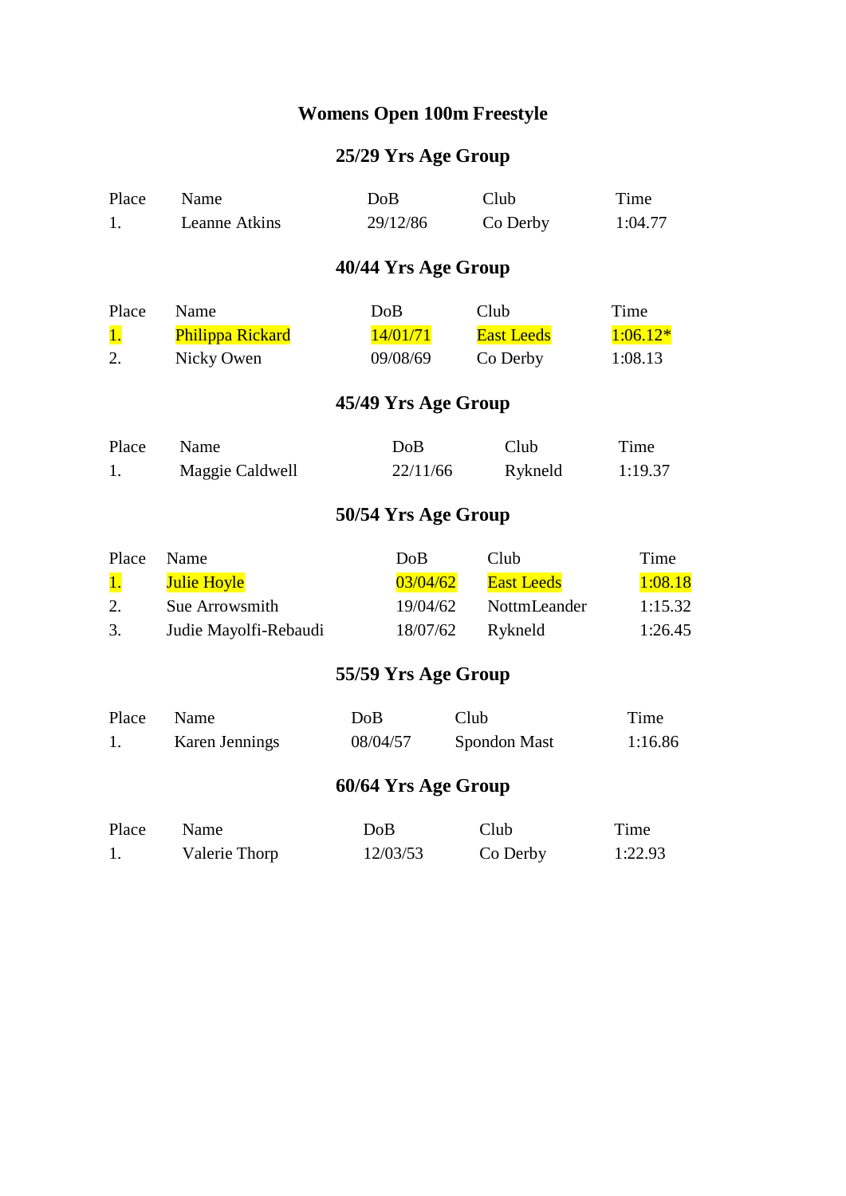# Womens Open 100m Freestyle

## 25/29 Yrs Age Group

| Place | Name | DoB | Club | Time |
| --- | --- | --- | --- | --- |
| 1. | Leanne Atkins | 29/12/86 | Co Derby | 1:04.77 |

## 40/44 Yrs Age Group

| Place | Name | DoB | Club | Time |
| --- | --- | --- | --- | --- |
| 1. | Philippa Rickard | 14/01/71 | East Leeds | 1:06.12* |
| 2. | Nicky Owen | 09/08/69 | Co Derby | 1:08.13 |

## 45/49 Yrs Age Group

| Place | Name | DoB | Club | Time |
| --- | --- | --- | --- | --- |
| 1. | Maggie Caldwell | 22/11/66 | Rykneld | 1:19.37 |

## 50/54 Yrs Age Group

| Place | Name | DoB | Club | Time |
| --- | --- | --- | --- | --- |
| 1. | Julie Hoyle | 03/04/62 | East Leeds | 1:08.18 |
| 2. | Sue Arrowsmith | 19/04/62 | NottmLeander | 1:15.32 |
| 3. | Judie Mayolfi-Rebaudi | 18/07/62 | Rykneld | 1:26.45 |

## 55/59 Yrs Age Group

| Place | Name | DoB | Club | Time |
| --- | --- | --- | --- | --- |
| 1. | Karen Jennings | 08/04/57 | Spondon Mast | 1:16.86 |

## 60/64 Yrs Age Group

| Place | Name | DoB | Club | Time |
| --- | --- | --- | --- | --- |
| 1. | Valerie Thorp | 12/03/53 | Co Derby | 1:22.93 |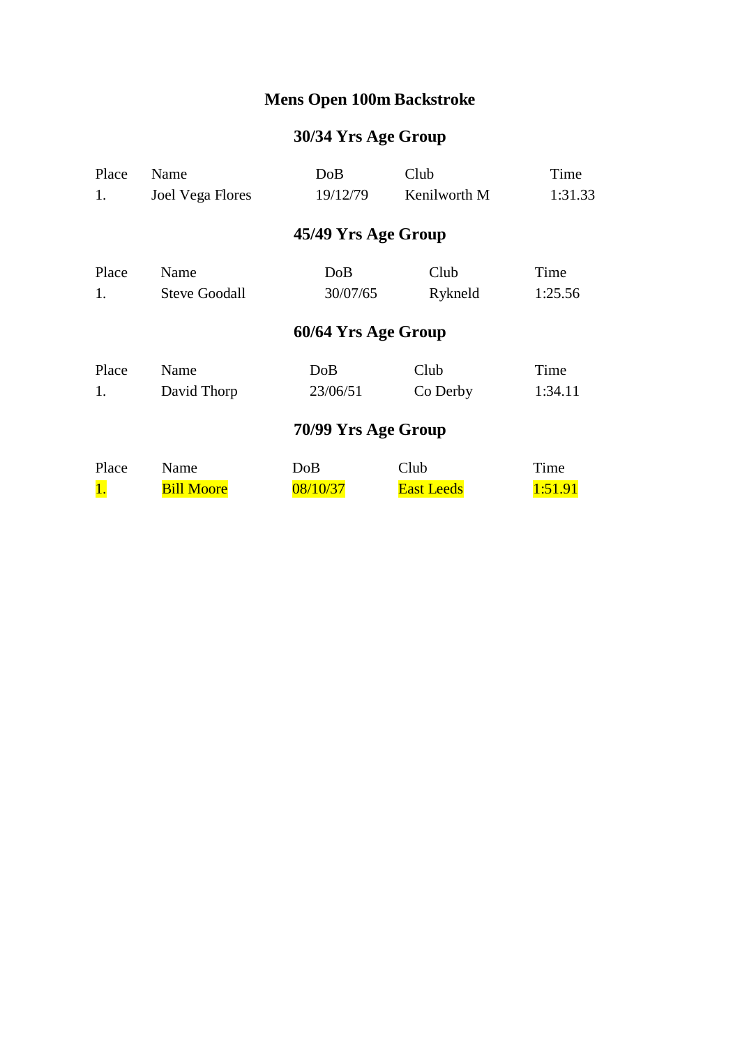# Mens Open 100m Backstroke

## 30/34 Yrs Age Group

| Place | Name | DoB | Club | Time |
| --- | --- | --- | --- | --- |
| 1. | Joel Vega Flores | 19/12/79 | Kenilworth M | 1:31.33 |

## 45/49 Yrs Age Group

| Place | Name | DoB | Club | Time |
| --- | --- | --- | --- | --- |
| 1. | Steve Goodall | 30/07/65 | Rykneld | 1:25.56 |

## 60/64 Yrs Age Group

| Place | Name | DoB | Club | Time |
| --- | --- | --- | --- | --- |
| 1. | David Thorp | 23/06/51 | Co Derby | 1:34.11 |

## 70/99 Yrs Age Group

| Place | Name | DoB | Club | Time |
| --- | --- | --- | --- | --- |
| 1. | Bill Moore | 08/10/37 | East Leeds | 1:51.91 |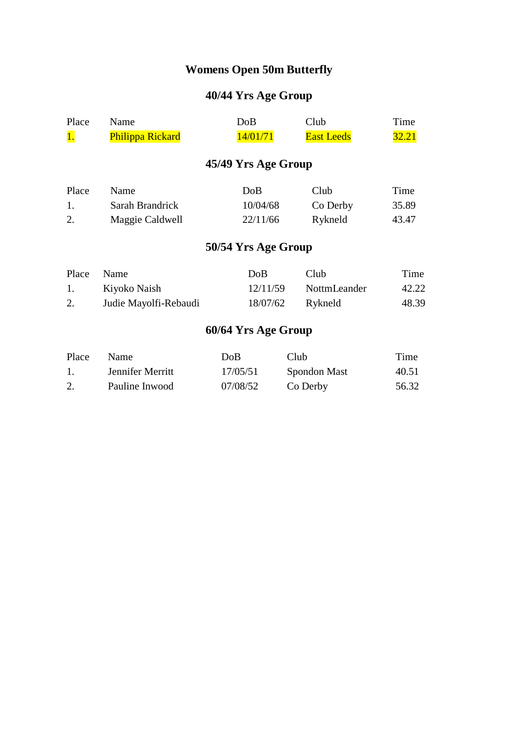# Womens Open 50m Butterfly

## 40/44 Yrs Age Group

| Place | Name | DoB | Club | Time |
| --- | --- | --- | --- | --- |
| 1. | Philippa Rickard | 14/01/71 | East Leeds | 32.21 |

## 45/49 Yrs Age Group

| Place | Name | DoB | Club | Time |
| --- | --- | --- | --- | --- |
| 1. | Sarah Brandrick | 10/04/68 | Co Derby | 35.89 |
| 2. | Maggie Caldwell | 22/11/66 | Rykneld | 43.47 |

## 50/54 Yrs Age Group

| Place | Name | DoB | Club | Time |
| --- | --- | --- | --- | --- |
| 1. | Kiyoko Naish | 12/11/59 | NottmLeander | 42.22 |
| 2. | Judie Mayolfi-Rebaudi | 18/07/62 | Rykneld | 48.39 |

## 60/64 Yrs Age Group

| Place | Name | DoB | Club | Time |
| --- | --- | --- | --- | --- |
| 1. | Jennifer Merritt | 17/05/51 | Spondon Mast | 40.51 |
| 2. | Pauline Inwood | 07/08/52 | Co Derby | 56.32 |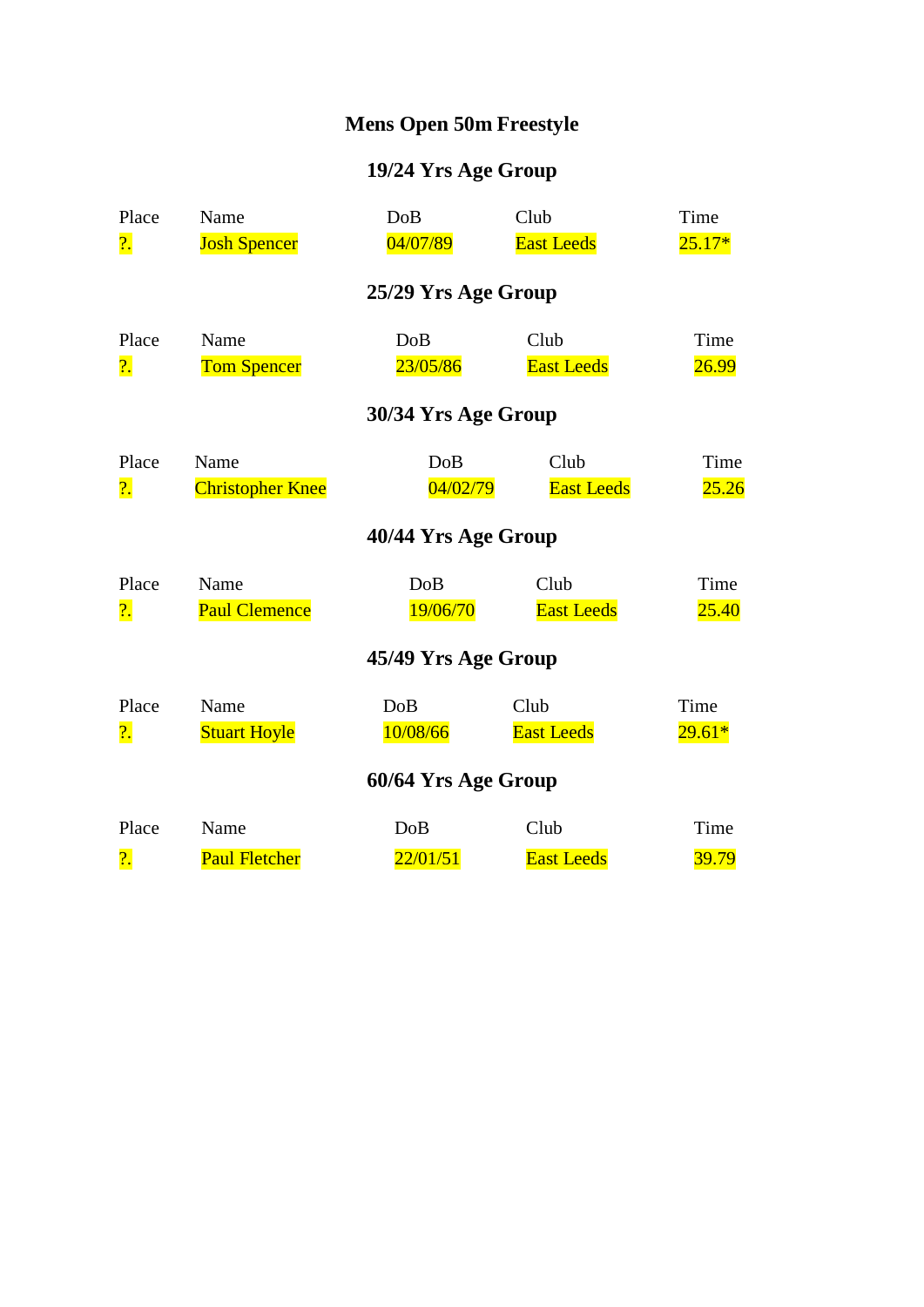# Mens Open 50m Freestyle

## 19/24 Yrs Age Group

| Place | Name | DoB | Club | Time |
|---|---|---|---|---|
| ?. | Josh Spencer | 04/07/89 | East Leeds | 25.17* |

## 25/29 Yrs Age Group

| Place | Name | DoB | Club | Time |
|---|---|---|---|---|
| ?. | Tom Spencer | 23/05/86 | East Leeds | 26.99 |

## 30/34 Yrs Age Group

| Place | Name | DoB | Club | Time |
|---|---|---|---|---|
| ?. | Christopher Knee | 04/02/79 | East Leeds | 25.26 |

## 40/44 Yrs Age Group

| Place | Name | DoB | Club | Time |
|---|---|---|---|---|
| ?. | Paul Clemence | 19/06/70 | East Leeds | 25.40 |

## 45/49 Yrs Age Group

| Place | Name | DoB | Club | Time |
|---|---|---|---|---|
| ?. | Stuart Hoyle | 10/08/66 | East Leeds | 29.61* |

## 60/64 Yrs Age Group

| Place | Name | DoB | Club | Time |
|---|---|---|---|---|
| ?. | Paul Fletcher | 22/01/51 | East Leeds | 39.79 |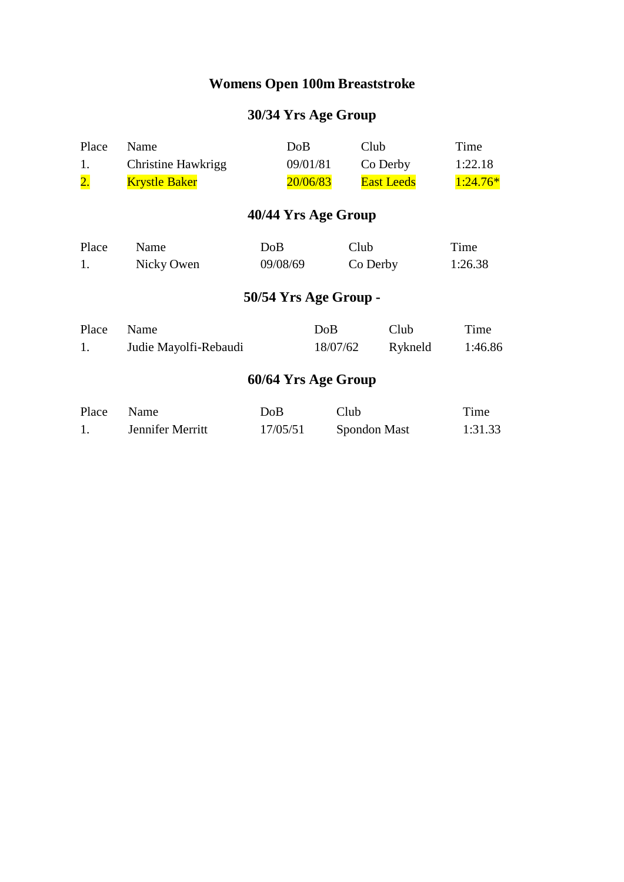# Womens Open 100m Breaststroke

## 30/34 Yrs Age Group

| Place | Name | DoB | Club | Time |
|---|---|---|---|---|
| 1. | Christine Hawkrigg | 09/01/81 | Co Derby | 1:22.18 |
| 2. | Krystle Baker | 20/06/83 | East Leeds | 1:24.76* |

## 40/44 Yrs Age Group

| Place | Name | DoB | Club | Time |
|---|---|---|---|---|
| 1. | Nicky Owen | 09/08/69 | Co Derby | 1:26.38 |

## 50/54 Yrs Age Group -

| Place | Name | DoB | Club | Time |
|---|---|---|---|---|
| 1. | Judie Mayolfi-Rebaudi | 18/07/62 | Rykneld | 1:46.86 |

## 60/64 Yrs Age Group

| Place | Name | DoB | Club | Time |
|---|---|---|---|---|
| 1. | Jennifer Merritt | 17/05/51 | Spondon Mast | 1:31.33 |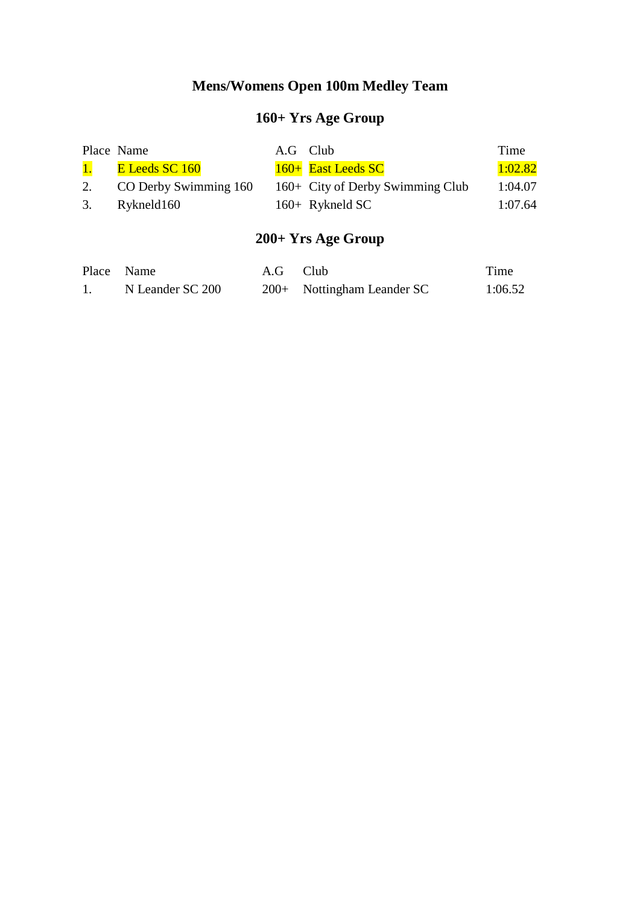# Mens/Womens Open 100m Medley Team

## 160+ Yrs Age Group

| Place | Name | A.G | Club | Time |
|---|---|---|---|---|
| 1. | E Leeds SC 160 | 160+ | East Leeds SC | 1:02.82 |
| 2. | CO Derby Swimming 160 | 160+ | City of Derby Swimming Club | 1:04.07 |
| 3. | Rykneld160 | 160+ | Rykneld SC | 1:07.64 |

## 200+ Yrs Age Group

| Place | Name | A.G | Club | Time |
|---|---|---|---|---|
| 1. | N Leander SC 200 | 200+ | Nottingham Leander SC | 1:06.52 |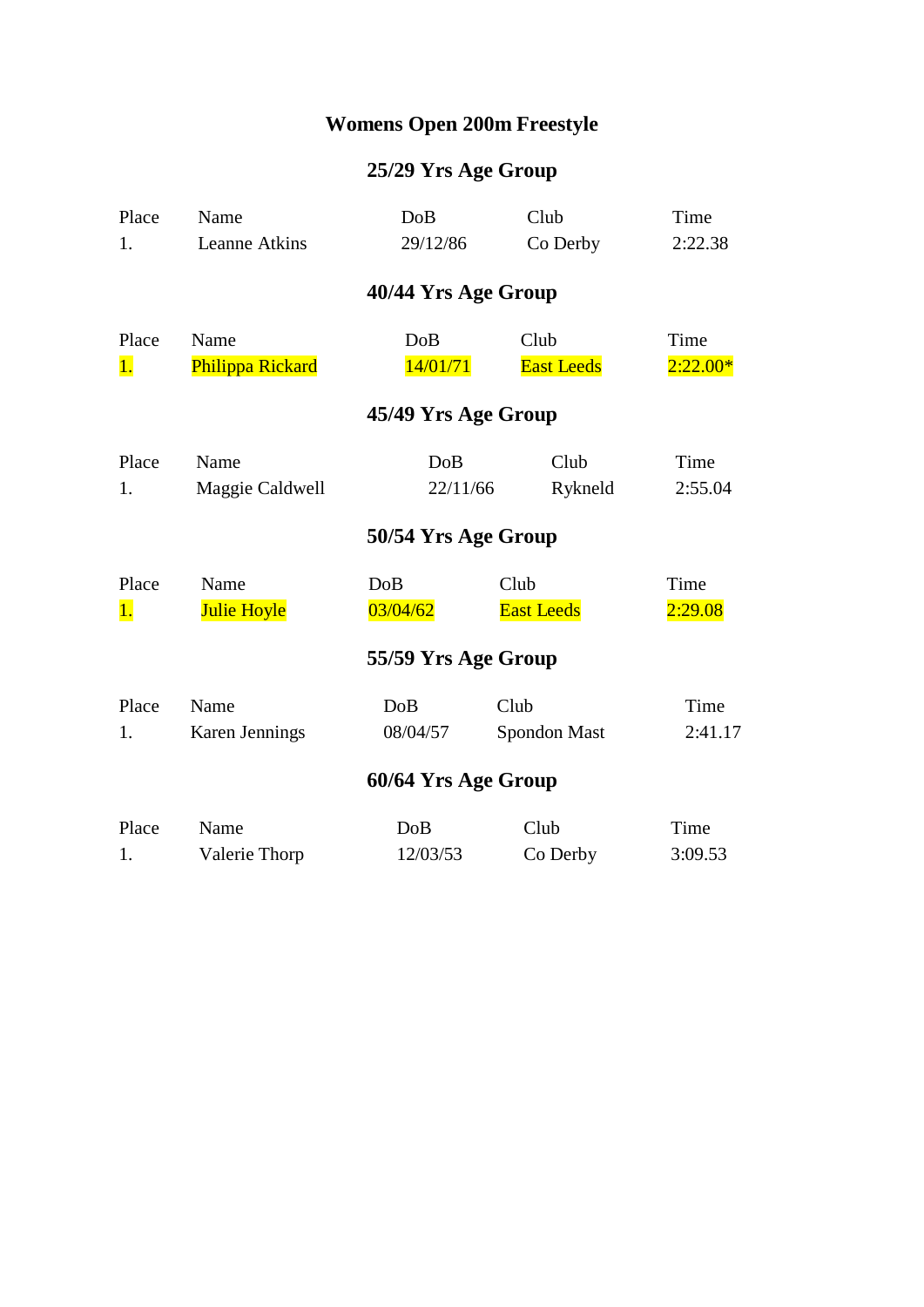# Womens Open 200m Freestyle

## 25/29 Yrs Age Group

| Place | Name | DoB | Club | Time |
|---|---|---|---|---|
| 1. | Leanne Atkins | 29/12/86 | Co Derby | 2:22.38 |

## 40/44 Yrs Age Group

| Place | Name | DoB | Club | Time |
|---|---|---|---|---|
| 1. | Philippa Rickard | 14/01/71 | East Leeds | 2:22.00* |

## 45/49 Yrs Age Group

| Place | Name | DoB | Club | Time |
|---|---|---|---|---|
| 1. | Maggie Caldwell | 22/11/66 | Rykneld | 2:55.04 |

## 50/54 Yrs Age Group

| Place | Name | DoB | Club | Time |
|---|---|---|---|---|
| 1. | Julie Hoyle | 03/04/62 | East Leeds | 2:29.08 |

## 55/59 Yrs Age Group

| Place | Name | DoB | Club | Time |
|---|---|---|---|---|
| 1. | Karen Jennings | 08/04/57 | Spondon Mast | 2:41.17 |

## 60/64 Yrs Age Group

| Place | Name | DoB | Club | Time |
|---|---|---|---|---|
| 1. | Valerie Thorp | 12/03/53 | Co Derby | 3:09.53 |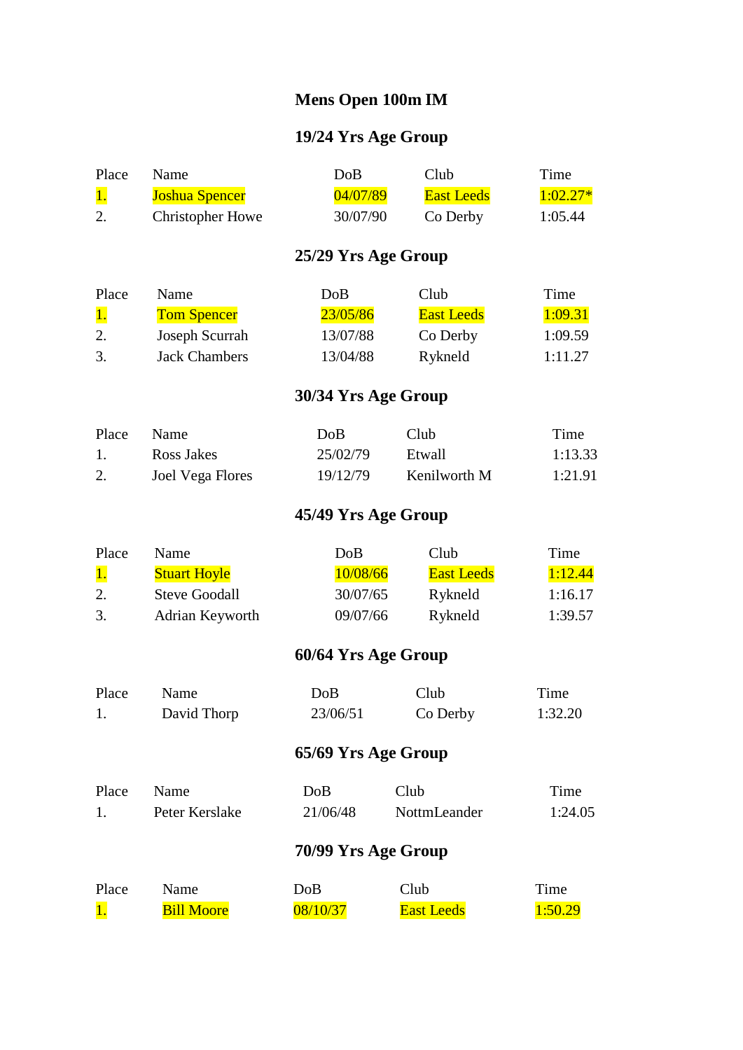# Mens Open 100m IM

## 19/24 Yrs Age Group

| Place | Name | DoB | Club | Time |
|---|---|---|---|---|
| 1. | Joshua Spencer | 04/07/89 | East Leeds | 1:02.27* |
| 2. | Christopher Howe | 30/07/90 | Co Derby | 1:05.44 |

## 25/29 Yrs Age Group

| Place | Name | DoB | Club | Time |
|---|---|---|---|---|
| 1. | Tom Spencer | 23/05/86 | East Leeds | 1:09.31 |
| 2. | Joseph Scurrah | 13/07/88 | Co Derby | 1:09.59 |
| 3. | Jack Chambers | 13/04/88 | Rykneld | 1:11.27 |

## 30/34 Yrs Age Group

| Place | Name | DoB | Club | Time |
|---|---|---|---|---|
| 1. | Ross Jakes | 25/02/79 | Etwall | 1:13.33 |
| 2. | Joel Vega Flores | 19/12/79 | Kenilworth M | 1:21.91 |

## 45/49 Yrs Age Group

| Place | Name | DoB | Club | Time |
|---|---|---|---|---|
| 1. | Stuart Hoyle | 10/08/66 | East Leeds | 1:12.44 |
| 2. | Steve Goodall | 30/07/65 | Rykneld | 1:16.17 |
| 3. | Adrian Keyworth | 09/07/66 | Rykneld | 1:39.57 |

## 60/64 Yrs Age Group

| Place | Name | DoB | Club | Time |
|---|---|---|---|---|
| 1. | David Thorp | 23/06/51 | Co Derby | 1:32.20 |

## 65/69 Yrs Age Group

| Place | Name | DoB | Club | Time |
|---|---|---|---|---|
| 1. | Peter Kerslake | 21/06/48 | NottmLeander | 1:24.05 |

## 70/99 Yrs Age Group

| Place | Name | DoB | Club | Time |
|---|---|---|---|---|
| 1. | Bill Moore | 08/10/37 | East Leeds | 1:50.29 |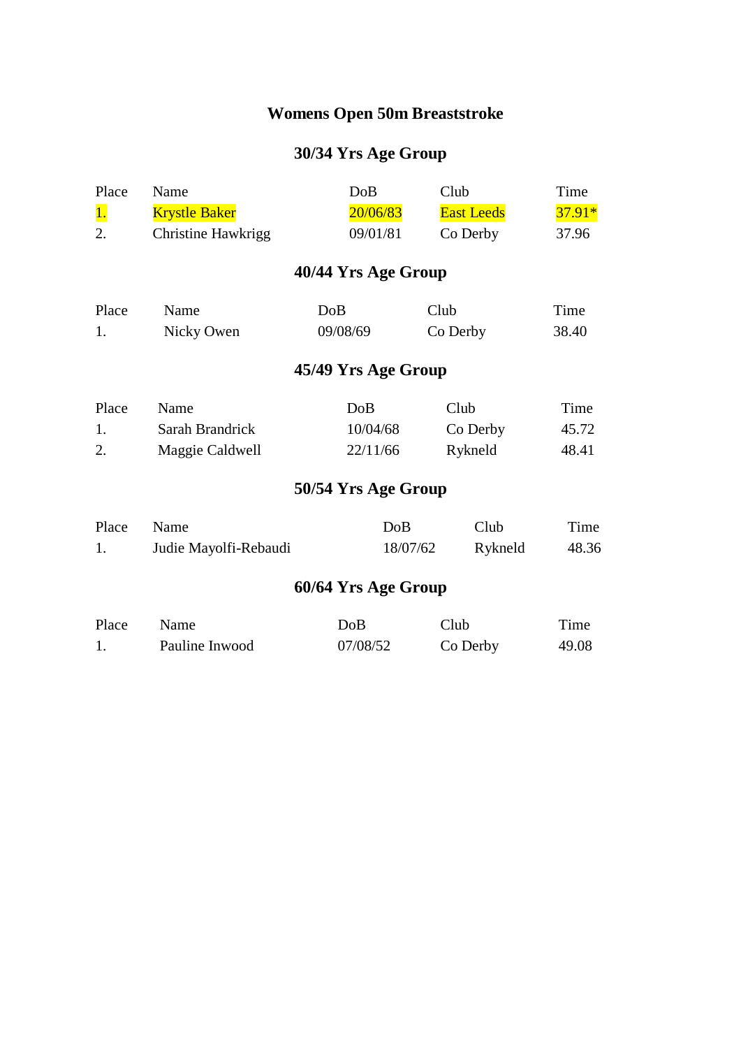# Womens Open 50m Breaststroke

## 30/34 Yrs Age Group

| Place | Name | DoB | Club | Time |
|---|---|---|---|---|
| 1. | Krystle Baker | 20/06/83 | East Leeds | 37.91* |
| 2. | Christine Hawkrigg | 09/01/81 | Co Derby | 37.96 |

## 40/44 Yrs Age Group

| Place | Name | DoB | Club | Time |
|---|---|---|---|---|
| 1. | Nicky Owen | 09/08/69 | Co Derby | 38.40 |

## 45/49 Yrs Age Group

| Place | Name | DoB | Club | Time |
|---|---|---|---|---|
| 1. | Sarah Brandrick | 10/04/68 | Co Derby | 45.72 |
| 2. | Maggie Caldwell | 22/11/66 | Rykneld | 48.41 |

## 50/54 Yrs Age Group

| Place | Name | DoB | Club | Time |
|---|---|---|---|---|
| 1. | Judie Mayolfi-Rebaudi | 18/07/62 | Rykneld | 48.36 |

## 60/64 Yrs Age Group

| Place | Name | DoB | Club | Time |
|---|---|---|---|---|
| 1. | Pauline Inwood | 07/08/52 | Co Derby | 49.08 |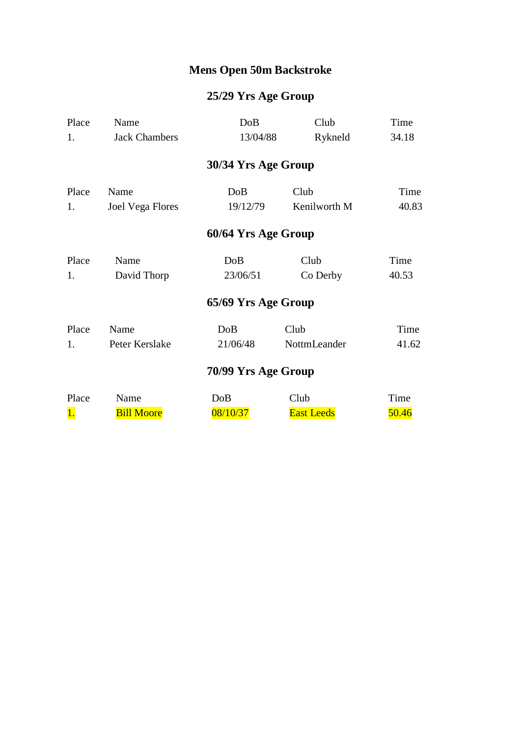# Mens Open 50m Backstroke

## 25/29 Yrs Age Group

| Place | Name | DoB | Club | Time |
|---|---|---|---|---|
| 1. | Jack Chambers | 13/04/88 | Rykneld | 34.18 |

## 30/34 Yrs Age Group

| Place | Name | DoB | Club | Time |
|---|---|---|---|---|
| 1. | Joel Vega Flores | 19/12/79 | Kenilworth M | 40.83 |

## 60/64 Yrs Age Group

| Place | Name | DoB | Club | Time |
|---|---|---|---|---|
| 1. | David Thorp | 23/06/51 | Co Derby | 40.53 |

## 65/69 Yrs Age Group

| Place | Name | DoB | Club | Time |
|---|---|---|---|---|
| 1. | Peter Kerslake | 21/06/48 | NottmLeander | 41.62 |

## 70/99 Yrs Age Group

| Place | Name | DoB | Club | Time |
|---|---|---|---|---|
| 1. | Bill Moore | 08/10/37 | East Leeds | 50.46 |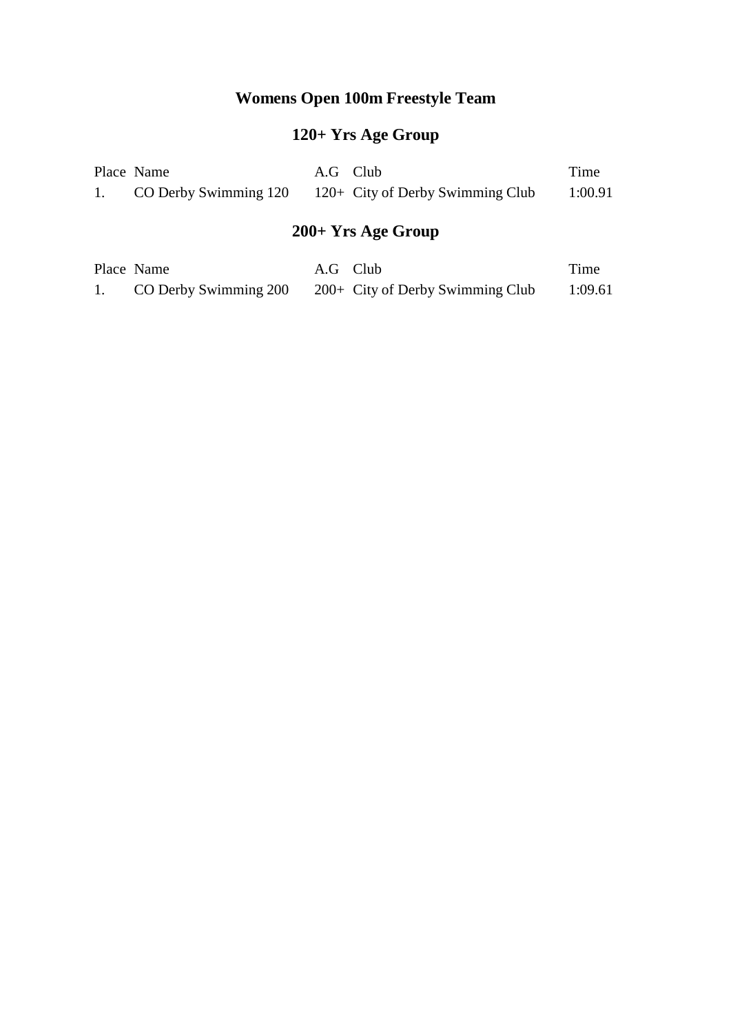# Womens Open 100m Freestyle Team

## 120+ Yrs Age Group

| Place | Name | A.G | Club | Time |
|---|---|---|---|---|
| 1. | CO Derby Swimming 120 | 120+ | City of Derby Swimming Club | 1:00.91 |

## 200+ Yrs Age Group

| Place | Name | A.G | Club | Time |
|---|---|---|---|---|
| 1. | CO Derby Swimming 200 | 200+ | City of Derby Swimming Club | 1:09.61 |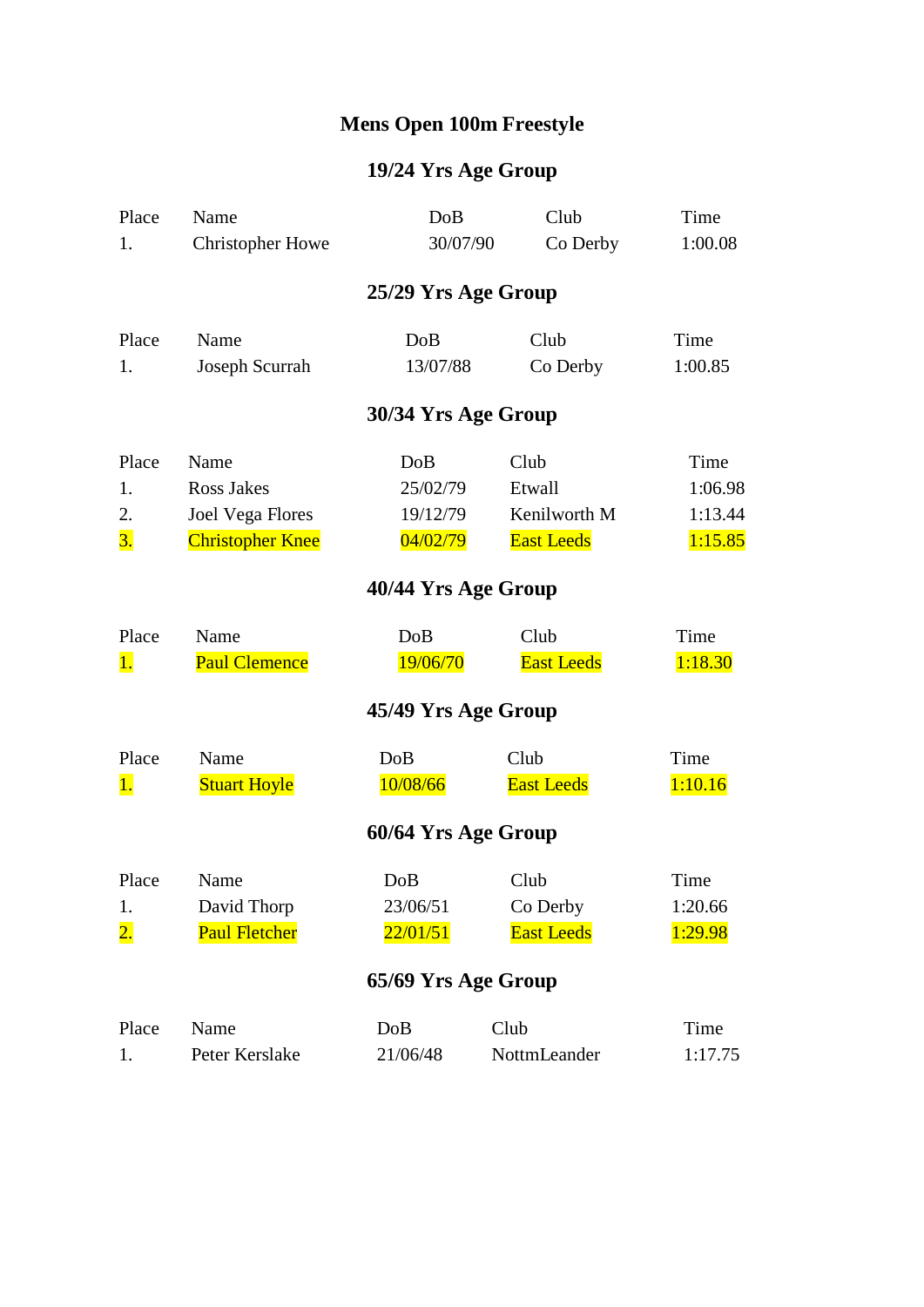# Mens Open 100m Freestyle

## 19/24 Yrs Age Group

| Place | Name | DoB | Club | Time |
|---|---|---|---|---|
| 1. | Christopher Howe | 30/07/90 | Co Derby | 1:00.08 |

## 25/29 Yrs Age Group

| Place | Name | DoB | Club | Time |
|---|---|---|---|---|
| 1. | Joseph Scurrah | 13/07/88 | Co Derby | 1:00.85 |

## 30/34 Yrs Age Group

| Place | Name | DoB | Club | Time |
|---|---|---|---|---|
| 1. | Ross Jakes | 25/02/79 | Etwall | 1:06.98 |
| 2. | Joel Vega Flores | 19/12/79 | Kenilworth M | 1:13.44 |
| 3. | Christopher Knee | 04/02/79 | East Leeds | 1:15.85 |

## 40/44 Yrs Age Group

| Place | Name | DoB | Club | Time |
|---|---|---|---|---|
| 1. | Paul Clemence | 19/06/70 | East Leeds | 1:18.30 |

## 45/49 Yrs Age Group

| Place | Name | DoB | Club | Time |
|---|---|---|---|---|
| 1. | Stuart Hoyle | 10/08/66 | East Leeds | 1:10.16 |

## 60/64 Yrs Age Group

| Place | Name | DoB | Club | Time |
|---|---|---|---|---|
| 1. | David Thorp | 23/06/51 | Co Derby | 1:20.66 |
| 2. | Paul Fletcher | 22/01/51 | East Leeds | 1:29.98 |

## 65/69 Yrs Age Group

| Place | Name | DoB | Club | Time |
|---|---|---|---|---|
| 1. | Peter Kerslake | 21/06/48 | NottmLeander | 1:17.75 |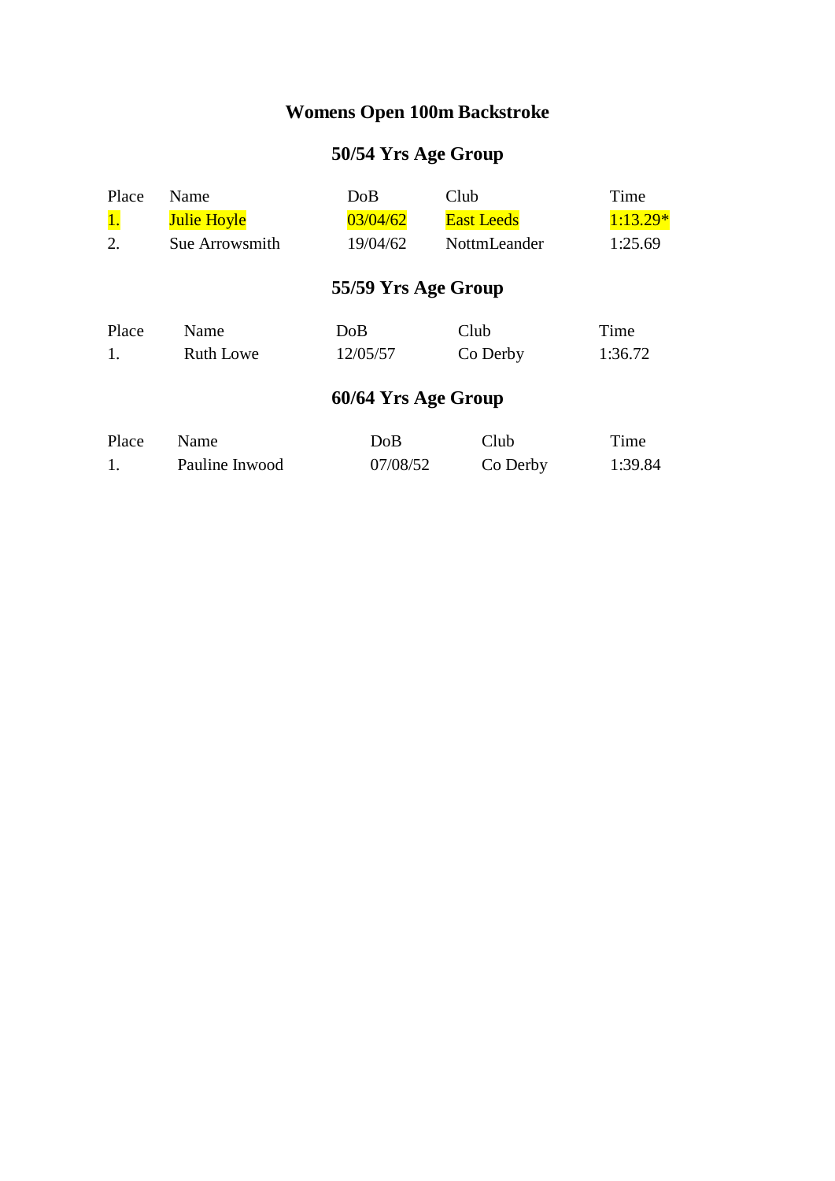# Womens Open 100m Backstroke

## 50/54 Yrs Age Group

| Place | Name | DoB | Club | Time |
|---|---|---|---|---|
| 1. | Julie Hoyle | 03/04/62 | East Leeds | 1:13.29* |
| 2. | Sue Arrowsmith | 19/04/62 | NottmLeander | 1:25.69 |

## 55/59 Yrs Age Group

| Place | Name | DoB | Club | Time |
|---|---|---|---|---|
| 1. | Ruth Lowe | 12/05/57 | Co Derby | 1:36.72 |

## 60/64 Yrs Age Group

| Place | Name | DoB | Club | Time |
|---|---|---|---|---|
| 1. | Pauline Inwood | 07/08/52 | Co Derby | 1:39.84 |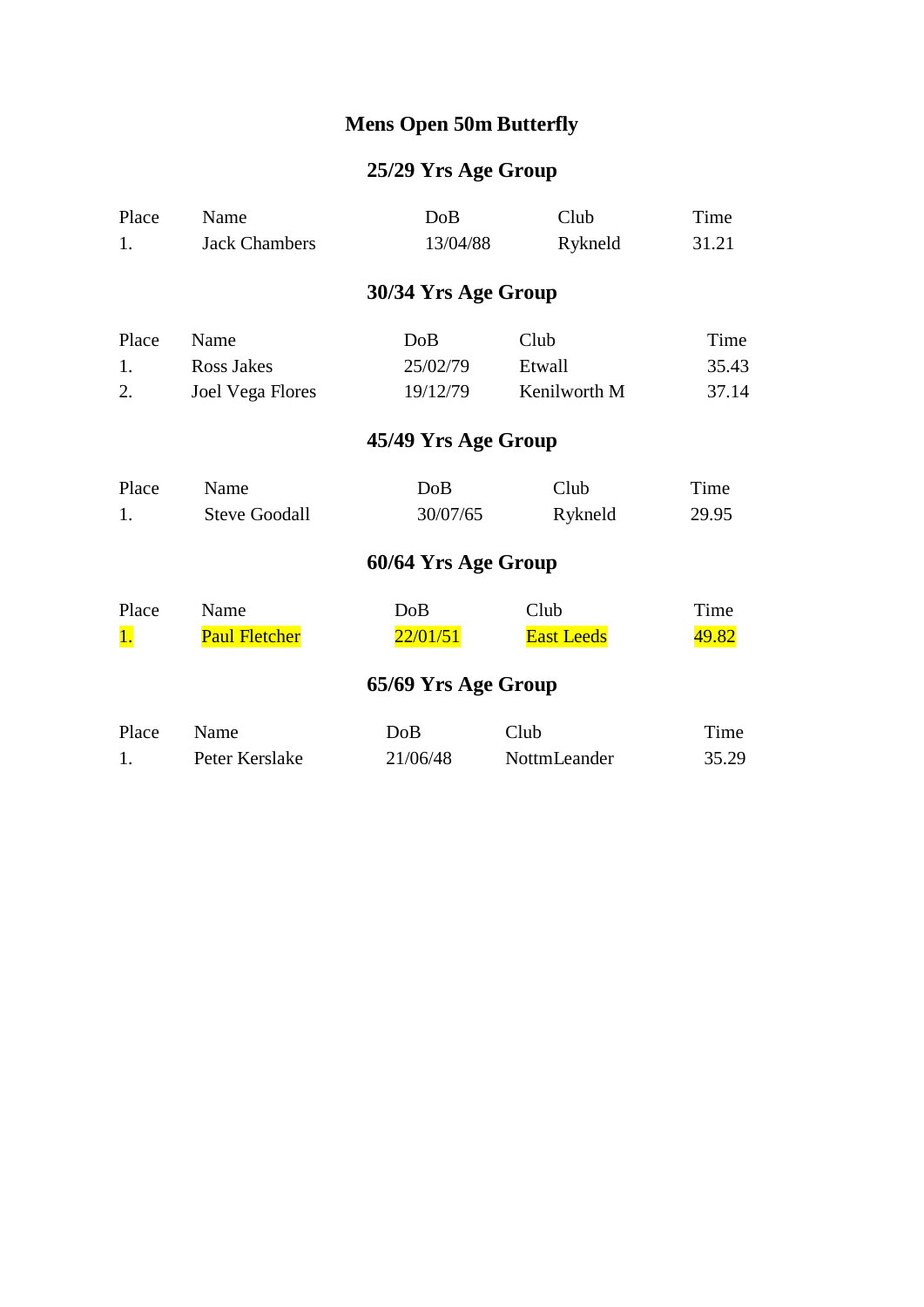# Mens Open 50m Butterfly

## 25/29 Yrs Age Group

| Place | Name | DoB | Club | Time |
|---|---|---|---|---|
| 1. | Jack Chambers | 13/04/88 | Rykneld | 31.21 |

## 30/34 Yrs Age Group

| Place | Name | DoB | Club | Time |
|---|---|---|---|---|
| 1. | Ross Jakes | 25/02/79 | Etwall | 35.43 |
| 2. | Joel Vega Flores | 19/12/79 | Kenilworth M | 37.14 |

## 45/49 Yrs Age Group

| Place | Name | DoB | Club | Time |
|---|---|---|---|---|
| 1. | Steve Goodall | 30/07/65 | Rykneld | 29.95 |

## 60/64 Yrs Age Group

| Place | Name | DoB | Club | Time |
|---|---|---|---|---|
| 1. | Paul Fletcher | 22/01/51 | East Leeds | 49.82 |

## 65/69 Yrs Age Group

| Place | Name | DoB | Club | Time |
|---|---|---|---|---|
| 1. | Peter Kerslake | 21/06/48 | NottmLeander | 35.29 |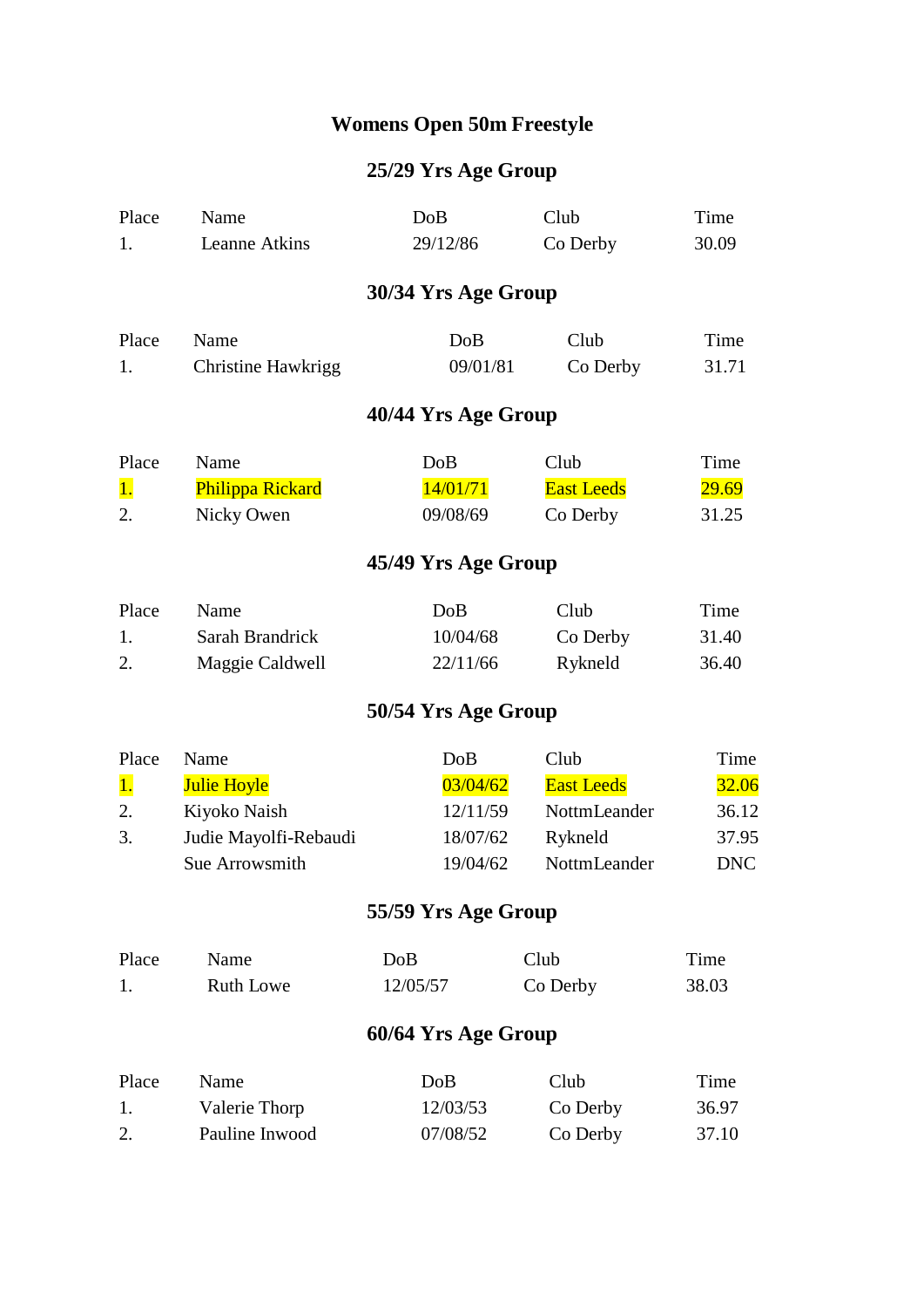# Womens Open 50m Freestyle

## 25/29 Yrs Age Group

| Place | Name | DoB | Club | Time |
|---|---|---|---|---|
| 1. | Leanne Atkins | 29/12/86 | Co Derby | 30.09 |

## 30/34 Yrs Age Group

| Place | Name | DoB | Club | Time |
|---|---|---|---|---|
| 1. | Christine Hawkrigg | 09/01/81 | Co Derby | 31.71 |

## 40/44 Yrs Age Group

| Place | Name | DoB | Club | Time |
|---|---|---|---|---|
| 1. | Philippa Rickard | 14/01/71 | East Leeds | 29.69 |
| 2. | Nicky Owen | 09/08/69 | Co Derby | 31.25 |

## 45/49 Yrs Age Group

| Place | Name | DoB | Club | Time |
|---|---|---|---|---|
| 1. | Sarah Brandrick | 10/04/68 | Co Derby | 31.40 |
| 2. | Maggie Caldwell | 22/11/66 | Rykneld | 36.40 |

## 50/54 Yrs Age Group

| Place | Name | DoB | Club | Time |
|---|---|---|---|---|
| 1. | Julie Hoyle | 03/04/62 | East Leeds | 32.06 |
| 2. | Kiyoko Naish | 12/11/59 | NottmLeander | 36.12 |
| 3. | Judie Mayolfi-Rebaudi | 18/07/62 | Rykneld | 37.95 |
| | Sue Arrowsmith | 19/04/62 | NottmLeander | DNC |

## 55/59 Yrs Age Group

| Place | Name | DoB | Club | Time |
|---|---|---|---|---|
| 1. | Ruth Lowe | 12/05/57 | Co Derby | 38.03 |

## 60/64 Yrs Age Group

| Place | Name | DoB | Club | Time |
|---|---|---|---|---|
| 1. | Valerie Thorp | 12/03/53 | Co Derby | 36.97 |
| 2. | Pauline Inwood | 07/08/52 | Co Derby | 37.10 |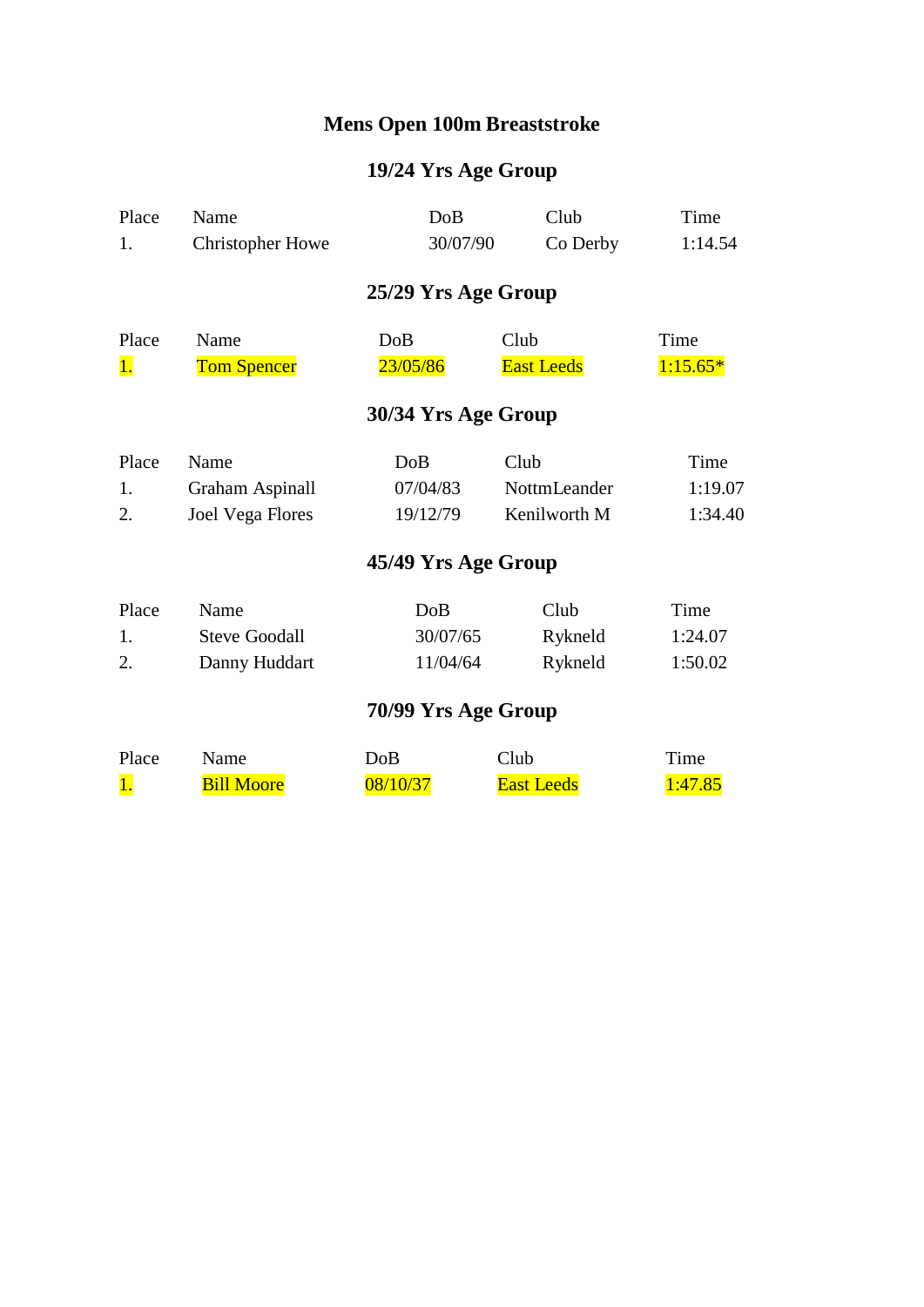# Mens Open 100m Breaststroke

## 19/24 Yrs Age Group

| Place | Name | DoB | Club | Time |
|---|---|---|---|---|
| 1. | Christopher Howe | 30/07/90 | Co Derby | 1:14.54 |

## 25/29 Yrs Age Group

| Place | Name | DoB | Club | Time |
|---|---|---|---|---|
| 1. | Tom Spencer | 23/05/86 | East Leeds | 1:15.65* |

## 30/34 Yrs Age Group

| Place | Name | DoB | Club | Time |
|---|---|---|---|---|
| 1. | Graham Aspinall | 07/04/83 | NottmLeander | 1:19.07 |
| 2. | Joel Vega Flores | 19/12/79 | Kenilworth M | 1:34.40 |

## 45/49 Yrs Age Group

| Place | Name | DoB | Club | Time |
|---|---|---|---|---|
| 1. | Steve Goodall | 30/07/65 | Rykneld | 1:24.07 |
| 2. | Danny Huddart | 11/04/64 | Rykneld | 1:50.02 |

## 70/99 Yrs Age Group

| Place | Name | DoB | Club | Time |
|---|---|---|---|---|
| 1. | Bill Moore | 08/10/37 | East Leeds | 1:47.85 |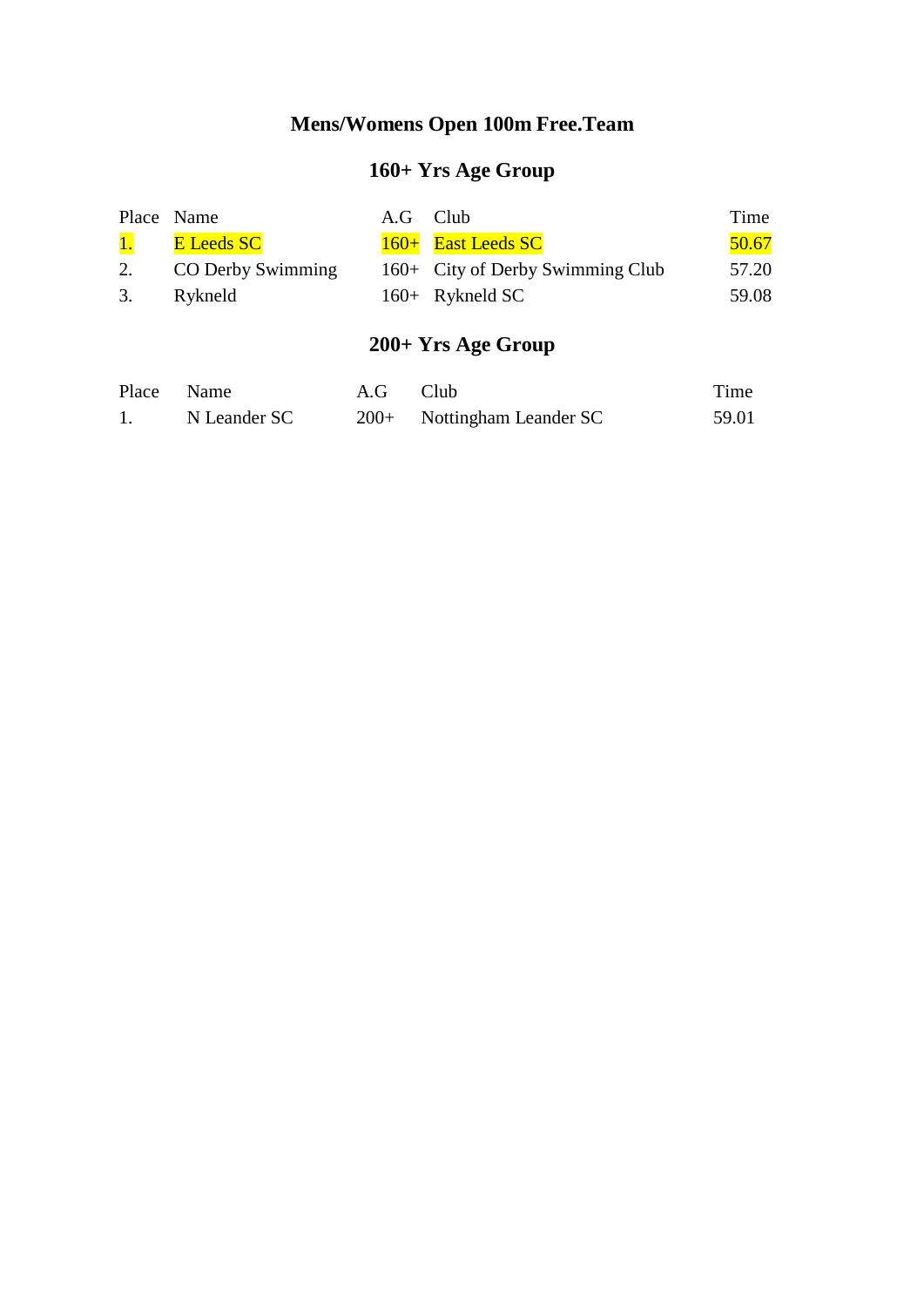# Mens/Womens Open 100m Free.Team

## 160+ Yrs Age Group

| Place | Name | A.G | Club | Time |
|---|---|---|---|---|
| 1. | E Leeds SC | 160+ | East Leeds SC | 50.67 |
| 2. | CO Derby Swimming | 160+ | City of Derby Swimming Club | 57.20 |
| 3. | Rykneld | 160+ | Rykneld SC | 59.08 |

## 200+ Yrs Age Group

| Place | Name | A.G | Club | Time |
|---|---|---|---|---|
| 1. | N Leander SC | 200+ | Nottingham Leander SC | 59.01 |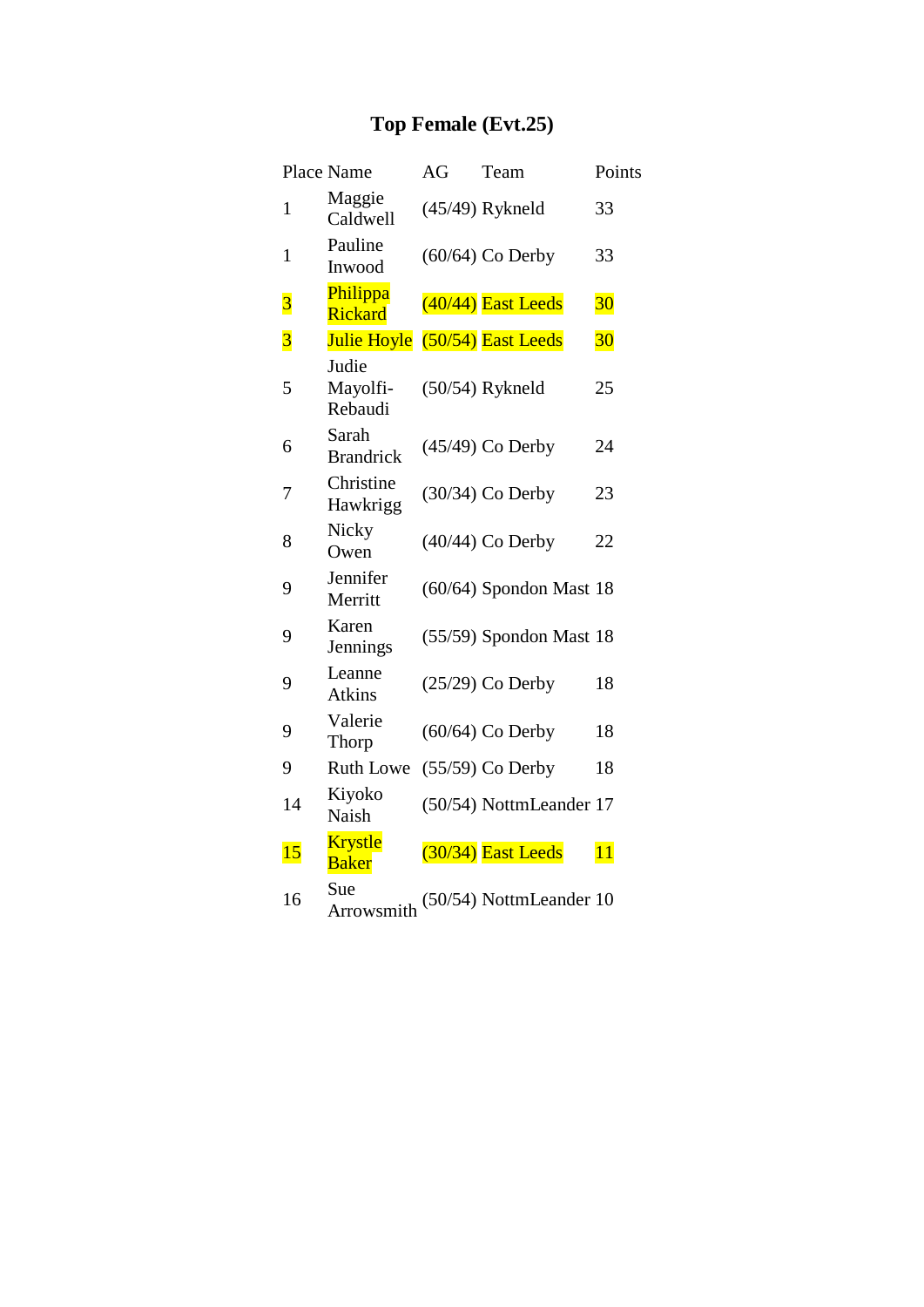# Top Female (Evt.25)

| Place | Name | AG | Team | Points |
|---|---|---|---|---|
| 1 | Maggie Caldwell | (45/49) | Rykneld | 33 |
| 1 | Pauline Inwood | (60/64) | Co Derby | 33 |
| 3 | Philippa Rickard | (40/44) | East Leeds | 30 |
| 3 | Julie Hoyle | (50/54) | East Leeds | 30 |
| 5 | Judie Mayolfi-Rebaudi | (50/54) | Rykneld | 25 |
| 6 | Sarah Brandrick | (45/49) | Co Derby | 24 |
| 7 | Christine Hawkrigg | (30/34) | Co Derby | 23 |
| 8 | Nicky Owen | (40/44) | Co Derby | 22 |
| 9 | Jennifer Merritt | (60/64) | Spondon Mast | 18 |
| 9 | Karen Jennings | (55/59) | Spondon Mast | 18 |
| 9 | Leanne Atkins | (25/29) | Co Derby | 18 |
| 9 | Valerie Thorp | (60/64) | Co Derby | 18 |
| 9 | Ruth Lowe | (55/59) | Co Derby | 18 |
| 14 | Kiyoko Naish | (50/54) | NottmLeander | 17 |
| 15 | Krystle Baker | (30/34) | East Leeds | 11 |
| 16 | Sue Arrowsmith | (50/54) | NottmLeander | 10 |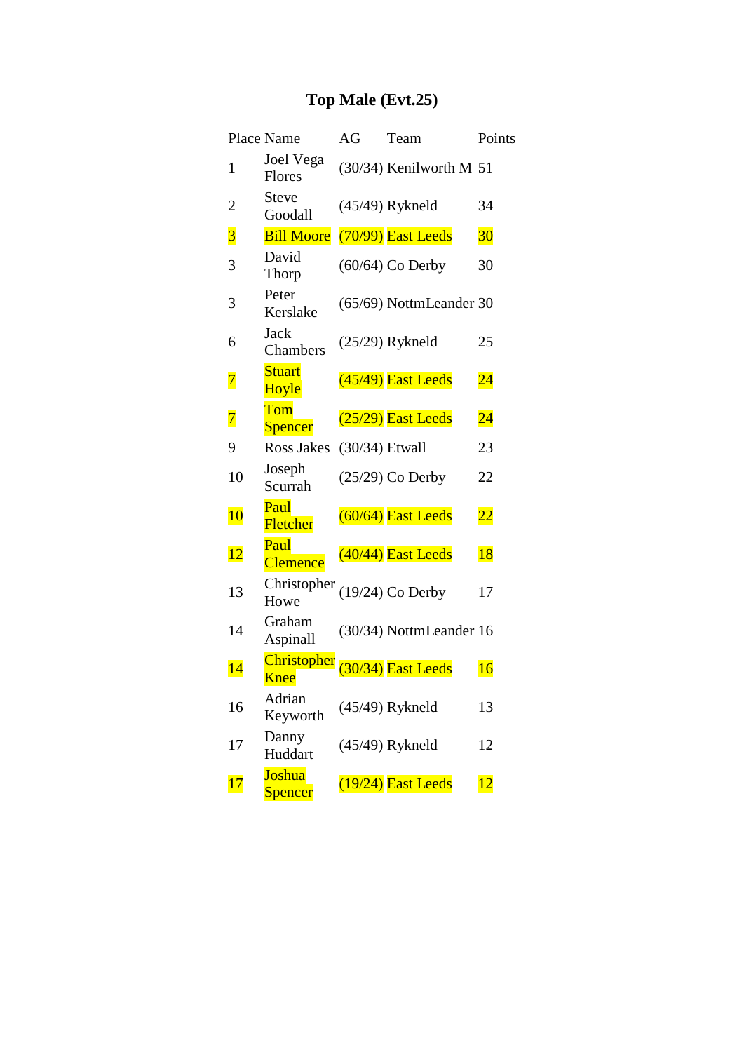## Top Male (Evt.25)

| Place | Name | AG | Team | Points |
|---|---|---|---|---|
| 1 | Joel Vega Flores | (30/34) | Kenilworth M | 51 |
| 2 | Steve Goodall | (45/49) | Rykneld | 34 |
| 3 | Bill Moore | (70/99) | East Leeds | 30 |
| 3 | David Thorp | (60/64) | Co Derby | 30 |
| 3 | Peter Kerslake | (65/69) | NottmLeander | 30 |
| 6 | Jack Chambers | (25/29) | Rykneld | 25 |
| 7 | Stuart Hoyle | (45/49) | East Leeds | 24 |
| 7 | Tom Spencer | (25/29) | East Leeds | 24 |
| 9 | Ross Jakes | (30/34) | Etwall | 23 |
| 10 | Joseph Scurrah | (25/29) | Co Derby | 22 |
| 10 | Paul Fletcher | (60/64) | East Leeds | 22 |
| 12 | Paul Clemence | (40/44) | East Leeds | 18 |
| 13 | Christopher Howe | (19/24) | Co Derby | 17 |
| 14 | Graham Aspinall | (30/34) | NottmLeander | 16 |
| 14 | Christopher Knee | (30/34) | East Leeds | 16 |
| 16 | Adrian Keyworth | (45/49) | Rykneld | 13 |
| 17 | Danny Huddart | (45/49) | Rykneld | 12 |
| 17 | Joshua Spencer | (19/24) | East Leeds | 12 |